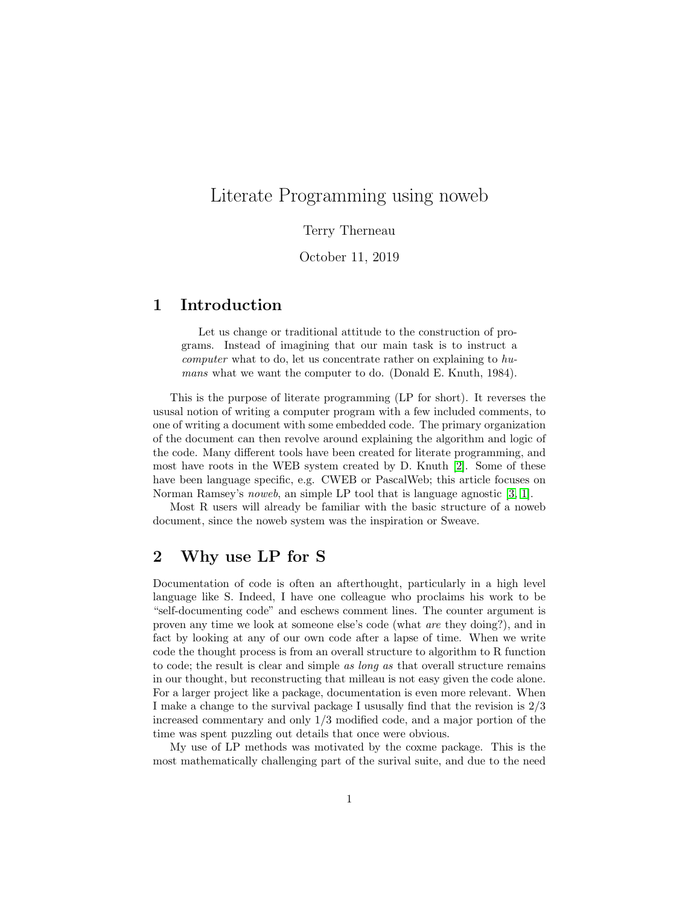# Literate Programming using noweb

Terry Therneau

October 11, 2019

## 1 Introduction

> Let us change or traditional attitude to the construction of programs. Instead of imagining that our main task is to instruct a *computer* what to do, let us concentrate rather on explaining to *humans* what we want the computer to do. (Donald E. Knuth, 1984).

This is the purpose of literate programming (LP for short). It reverses the ususal notion of writing a computer program with a few included comments, to one of writing a document with some embedded code. The primary organization of the document can then revolve around explaining the algorithm and logic of the code. Many different tools have been created for literate programming, and most have roots in the WEB system created by D. Knuth [2]. Some of these have been language specific, e.g. CWEB or PascalWeb; this article focuses on Norman Ramsey's *noweb*, an simple LP tool that is language agnostic [3, 1].

Most R users will already be familiar with the basic structure of a noweb document, since the noweb system was the inspiration or Sweave.

## 2 Why use LP for S

Documentation of code is often an afterthought, particularly in a high level language like S. Indeed, I have one colleague who proclaims his work to be "self-documenting code" and eschews comment lines. The counter argument is proven any time we look at someone else's code (what *are* they doing?), and in fact by looking at any of our own code after a lapse of time. When we write code the thought process is from an overall structure to algorithm to R function to code; the result is clear and simple *as long as* that overall structure remains in our thought, but reconstructing that milleau is not easy given the code alone. For a larger project like a package, documentation is even more relevant. When I make a change to the survival package I ususally find that the revision is 2/3 increased commentary and only 1/3 modified code, and a major portion of the time was spent puzzling out details that once were obvious.

My use of LP methods was motivated by the coxme package. This is the most mathematically challenging part of the surival suite, and due to the need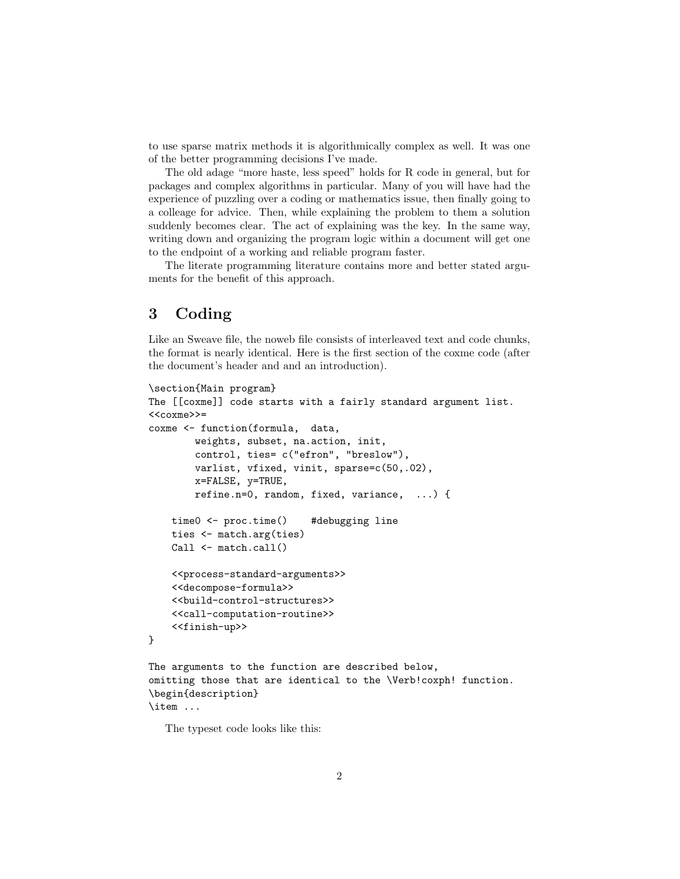to use sparse matrix methods it is algorithmically complex as well. It was one of the better programming decisions I've made.

The old adage "more haste, less speed" holds for R code in general, but for packages and complex algorithms in particular. Many of you will have had the experience of puzzling over a coding or mathematics issue, then finally going to a colleage for advice. Then, while explaining the problem to them a solution suddenly becomes clear. The act of explaining was the key. In the same way, writing down and organizing the program logic within a document will get one to the endpoint of a working and reliable program faster.

The literate programming literature contains more and better stated arguments for the benefit of this approach.

## 3 Coding

Like an Sweave file, the noweb file consists of interleaved text and code chunks, the format is nearly identical. Here is the first section of the coxme code (after the document's header and and an introduction).

```
\section{Main program}
The [[coxme]] code starts with a fairly standard argument list.
<<coxme>>=
coxme <- function(formula,  data,
        weights, subset, na.action, init,
        control, ties= c("efron", "breslow"),
        varlist, vfixed, vinit, sparse=c(50,.02),
        x=FALSE, y=TRUE,
        refine.n=0, random, fixed, variance,  ...) {

    time0 <- proc.time()    #debugging line
    ties <- match.arg(ties)
    Call <- match.call()

    <<process-standard-arguments>>
    <<decompose-formula>>
    <<build-control-structures>>
    <<call-computation-routine>>
    <<finish-up>>
}

The arguments to the function are described below,
omitting those that are identical to the \Verb!coxph! function.
\begin{description}
\item ...
```

The typeset code looks like this: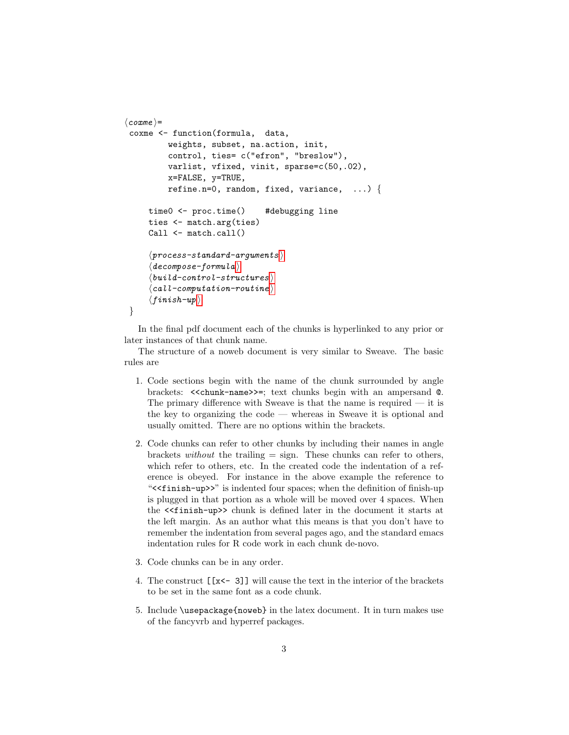```
⟨coxme⟩=
 coxme <- function(formula,  data,
         weights, subset, na.action, init,
         control, ties= c("efron", "breslow"),
         varlist, vfixed, vinit, sparse=c(50,.02),
         x=FALSE, y=TRUE,
         refine.n=0, random, fixed, variance,  ...) {

     time0 <- proc.time()    #debugging line
     ties <- match.arg(ties)
     Call <- match.call()

     ⟨process-standard-arguments⟩
     ⟨decompose-formula⟩
     ⟨build-control-structures⟩
     ⟨call-computation-routine⟩
     ⟨finish-up⟩
 }
```

In the final pdf document each of the chunks is hyperlinked to any prior or later instances of that chunk name.

The structure of a noweb document is very similar to Sweave. The basic rules are

1. Code sections begin with the name of the chunk surrounded by angle brackets: `<<chunk-name>>=`; text chunks begin with an ampersand `@`. The primary difference with Sweave is that the name is required — it is the key to organizing the code — whereas in Sweave it is optional and usually omitted. There are no options within the brackets.

2. Code chunks can refer to other chunks by including their names in angle brackets *without* the trailing = sign. These chunks can refer to others, which refer to others, etc. In the created code the indentation of a reference is obeyed. For instance in the above example the reference to "`<<finish-up>>`" is indented four spaces; when the definition of finish-up is plugged in that portion as a whole will be moved over 4 spaces. When the `<<finish-up>>` chunk is defined later in the document it starts at the left margin. As an author what this means is that you don't have to remember the indentation from several pages ago, and the standard emacs indentation rules for R code work in each chunk de-novo.

3. Code chunks can be in any order.

4. The construct `[[x<- 3]]` will cause the text in the interior of the brackets to be set in the same font as a code chunk.

5. Include `\usepackage{noweb}` in the latex document. It in turn makes use of the fancyvrb and hyperref packages.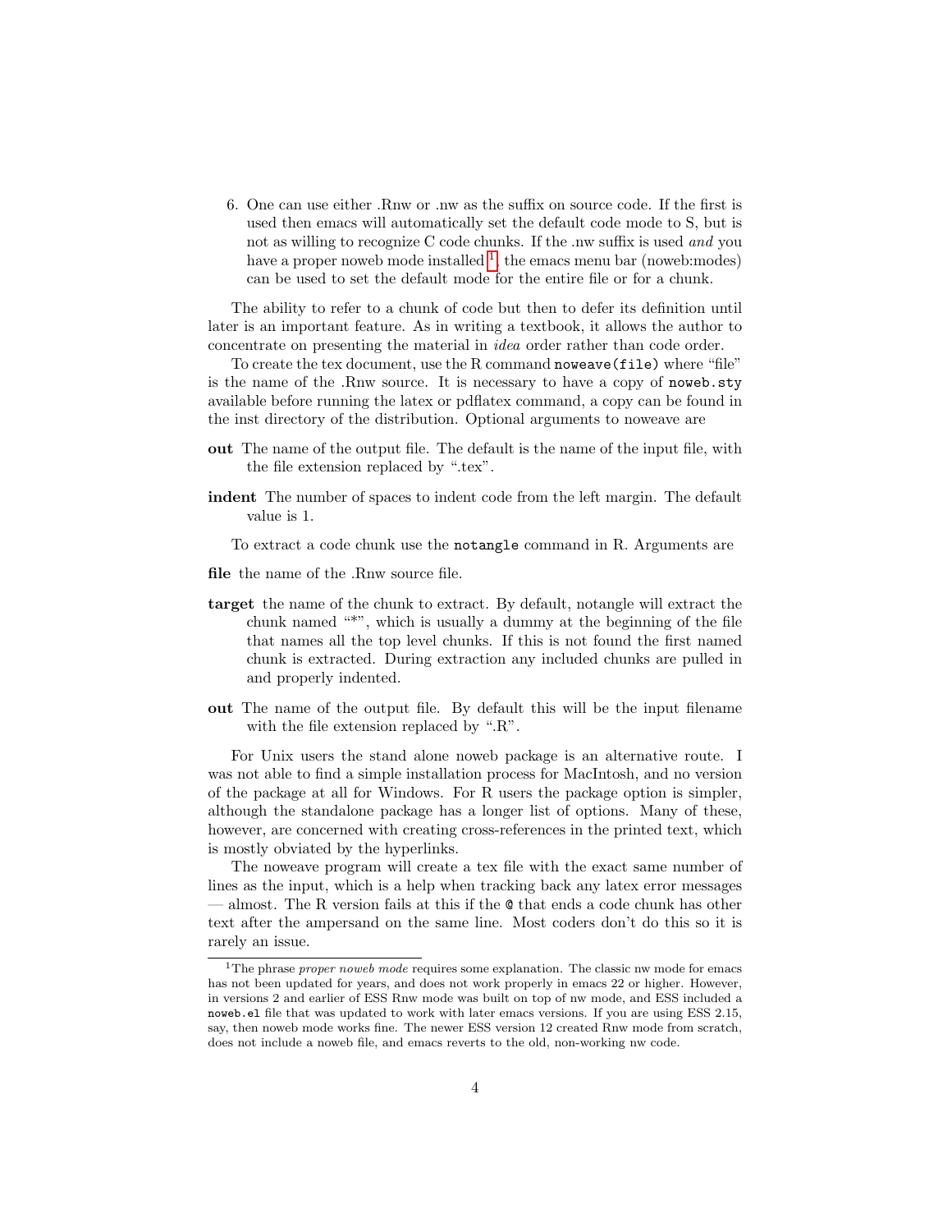6. One can use either .Rnw or .nw as the suffix on source code. If the first is used then emacs will automatically set the default code mode to S, but is not as willing to recognize C code chunks. If the .nw suffix is used *and* you have a proper noweb mode installed [1], the emacs menu bar (noweb:modes) can be used to set the default mode for the entire file or for a chunk.

The ability to refer to a chunk of code but then to defer its definition until later is an important feature. As in writing a textbook, it allows the author to concentrate on presenting the material in *idea* order rather than code order.

To create the tex document, use the R command `noweave(file)` where "file" is the name of the .Rnw source. It is necessary to have a copy of `noweb.sty` available before running the latex or pdflatex command, a copy can be found in the inst directory of the distribution. Optional arguments to noweave are

**out** The name of the output file. The default is the name of the input file, with the file extension replaced by ".tex".

**indent** The number of spaces to indent code from the left margin. The default value is 1.

To extract a code chunk use the `notangle` command in R. Arguments are

**file** the name of the .Rnw source file.

**target** the name of the chunk to extract. By default, notangle will extract the chunk named "*", which is usually a dummy at the beginning of the file that names all the top level chunks. If this is not found the first named chunk is extracted. During extraction any included chunks are pulled in and properly indented.

**out** The name of the output file. By default this will be the input filename with the file extension replaced by ".R".

For Unix users the stand alone noweb package is an alternative route. I was not able to find a simple installation process for MacIntosh, and no version of the package at all for Windows. For R users the package option is simpler, although the standalone package has a longer list of options. Many of these, however, are concerned with creating cross-references in the printed text, which is mostly obviated by the hyperlinks.

The noweave program will create a tex file with the exact same number of lines as the input, which is a help when tracking back any latex error messages — almost. The R version fails at this if the `@` that ends a code chunk has other text after the ampersand on the same line. Most coders don't do this so it is rarely an issue.

---

[1] The phrase *proper noweb mode* requires some explanation. The classic nw mode for emacs has not been updated for years, and does not work properly in emacs 22 or higher. However, in versions 2 and earlier of ESS Rnw mode was built on top of nw mode, and ESS included a `noweb.el` file that was updated to work with later emacs versions. If you are using ESS 2.15, say, then noweb mode works fine. The newer ESS version 12 created Rnw mode from scratch, does not include a noweb file, and emacs reverts to the old, non-working nw code.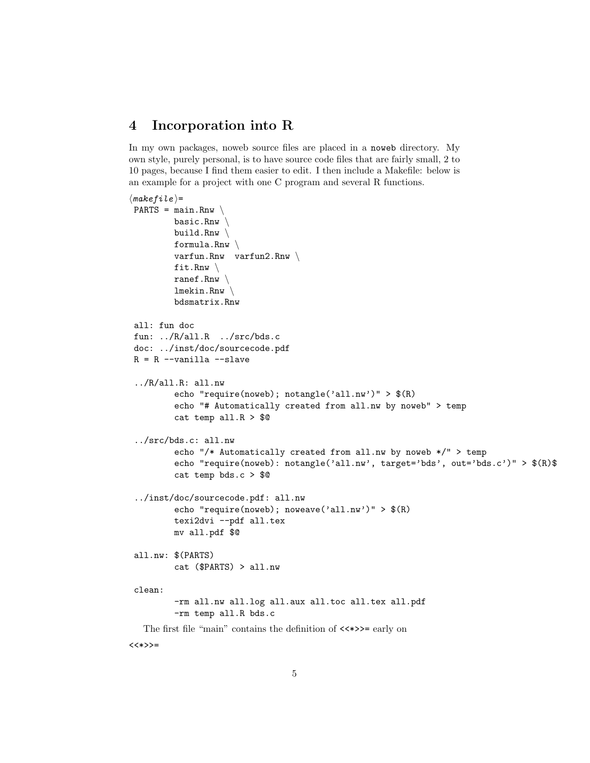## 4 Incorporation into R

In my own packages, noweb source files are placed in a `noweb` directory. My own style, purely personal, is to have source code files that are fairly small, 2 to 10 pages, because I find them easier to edit. I then include a Makefile: below is an example for a project with one C program and several R functions.

⟨*makefile*⟩=
```
PARTS = main.Rnw \
        basic.Rnw \
        build.Rnw \
        formula.Rnw \
        varfun.Rnw  varfun2.Rnw \
        fit.Rnw \
        ranef.Rnw \
        lmekin.Rnw \
        bdsmatrix.Rnw

all: fun doc
fun: ../R/all.R  ../src/bds.c
doc: ../inst/doc/sourcecode.pdf
R = R --vanilla --slave

../R/all.R: all.nw
        echo "require(noweb); notangle('all.nw')" > $(R)
        echo "# Automatically created from all.nw by noweb" > temp
        cat temp all.R > $@

../src/bds.c: all.nw
        echo "/* Automatically created from all.nw by noweb */" > temp
        echo "require(noweb): notangle('all.nw', target='bds', out='bds.c')" > $(R)$
        cat temp bds.c > $@

../inst/doc/sourcecode.pdf: all.nw
        echo "require(noweb); noweave('all.nw')" > $(R)
        texi2dvi --pdf all.tex
        mv all.pdf $@

all.nw: $(PARTS)
        cat ($PARTS) > all.nw

clean:
        -rm all.nw all.log all.aux all.toc all.tex all.pdf
        -rm temp all.R bds.c
```

The first file "main" contains the definition of `<<*>>=` early on

`<<*>>=`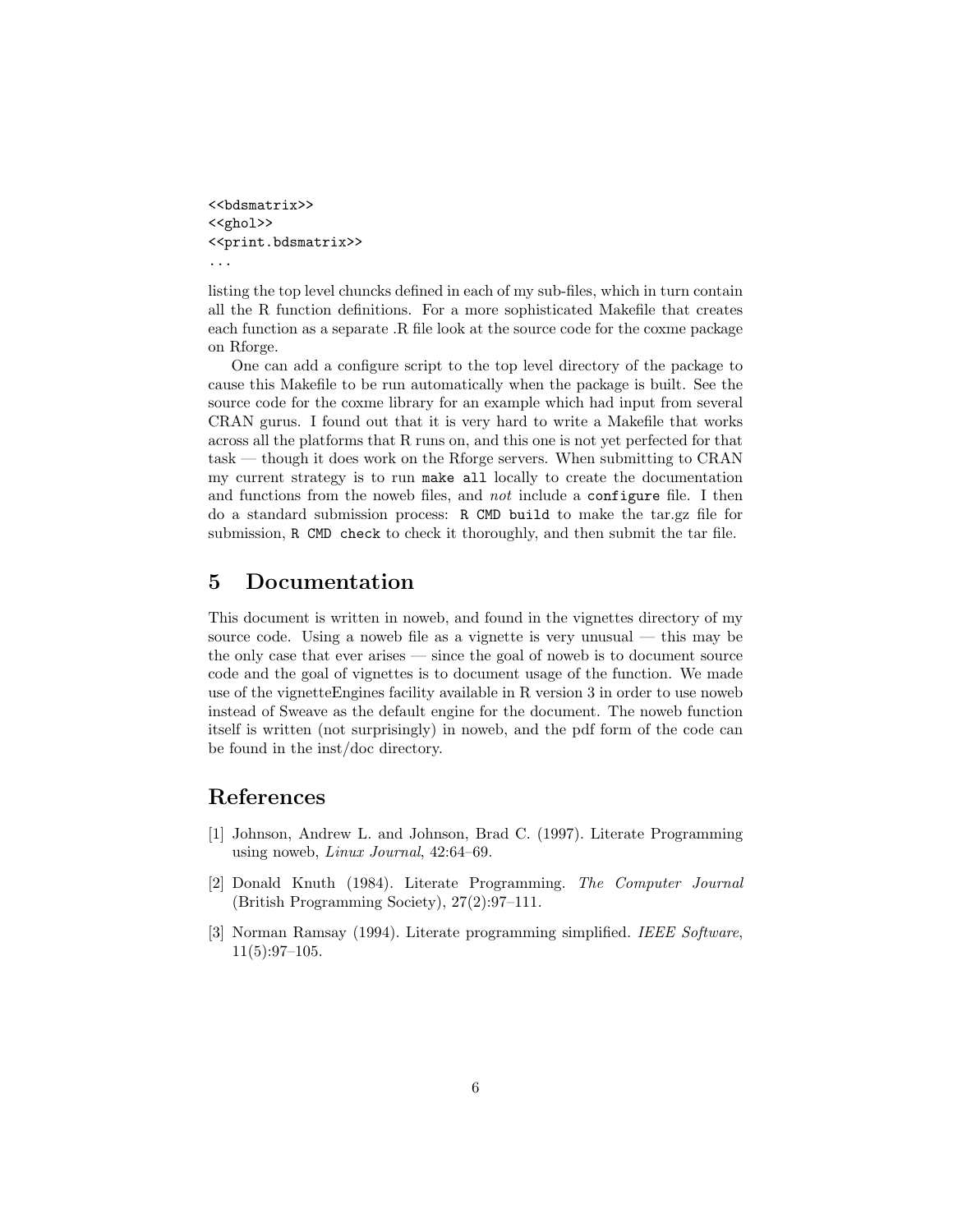```
<<bdsmatrix>>
<<ghol>>
<<print.bdsmatrix>>
...
```

listing the top level chuncks defined in each of my sub-files, which in turn contain all the R function definitions. For a more sophisticated Makefile that creates each function as a separate .R file look at the source code for the coxme package on Rforge.

One can add a configure script to the top level directory of the package to cause this Makefile to be run automatically when the package is built. See the source code for the coxme library for an example which had input from several CRAN gurus. I found out that it is very hard to write a Makefile that works across all the platforms that R runs on, and this one is not yet perfected for that task — though it does work on the Rforge servers. When submitting to CRAN my current strategy is to run `make all` locally to create the documentation and functions from the noweb files, and *not* include a `configure` file. I then do a standard submission process: `R CMD build` to make the tar.gz file for submission, `R CMD check` to check it thoroughly, and then submit the tar file.

## 5 Documentation

This document is written in noweb, and found in the vignettes directory of my source code. Using a noweb file as a vignette is very unusual — this may be the only case that ever arises — since the goal of noweb is to document source code and the goal of vignettes is to document usage of the function. We made use of the vignetteEngines facility available in R version 3 in order to use noweb instead of Sweave as the default engine for the document. The noweb function itself is written (not surprisingly) in noweb, and the pdf form of the code can be found in the inst/doc directory.

## References

[1] Johnson, Andrew L. and Johnson, Brad C. (1997). Literate Programming using noweb, *Linux Journal*, 42:64–69.

[2] Donald Knuth (1984). Literate Programming. *The Computer Journal* (British Programming Society), 27(2):97–111.

[3] Norman Ramsay (1994). Literate programming simplified. *IEEE Software*, 11(5):97–105.